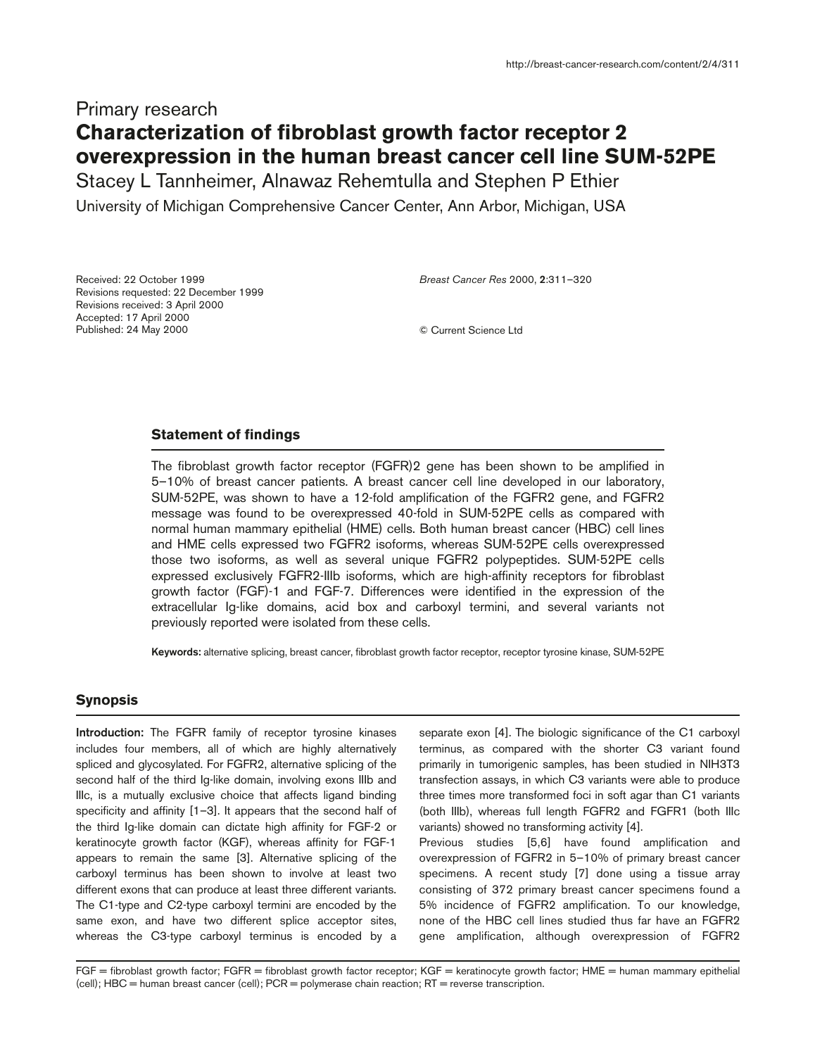Primary research

# Characterization of fibroblast growth factor receptor 2 overexpression in the human breast cancer cell line SUM-52PE

Stacey L Tannheimer, Alnawaz Rehemtulla and Stephen P Ethier

University of Michigan Comprehensive Cancer Center, Ann Arbor, Michigan, USA

Received: 22 October 1999
Revisions requested: 22 December 1999
Revisions received: 3 April 2000
Accepted: 17 April 2000
Published: 24 May 2000

*Breast Cancer Res* 2000, **2**:311–320

© Current Science Ltd

## Statement of findings

The fibroblast growth factor receptor (FGFR)2 gene has been shown to be amplified in 5–10% of breast cancer patients. A breast cancer cell line developed in our laboratory, SUM-52PE, was shown to have a 12-fold amplification of the FGFR2 gene, and FGFR2 message was found to be overexpressed 40-fold in SUM-52PE cells as compared with normal human mammary epithelial (HME) cells. Both human breast cancer (HBC) cell lines and HME cells expressed two FGFR2 isoforms, whereas SUM-52PE cells overexpressed those two isoforms, as well as several unique FGFR2 polypeptides. SUM-52PE cells expressed exclusively FGFR2-IIIb isoforms, which are high-affinity receptors for fibroblast growth factor (FGF)-1 and FGF-7. Differences were identified in the expression of the extracellular Ig-like domains, acid box and carboxyl termini, and several variants not previously reported were isolated from these cells.

**Keywords:** alternative splicing, breast cancer, fibroblast growth factor receptor, receptor tyrosine kinase, SUM-52PE

## Synopsis

**Introduction:** The FGFR family of receptor tyrosine kinases includes four members, all of which are highly alternatively spliced and glycosylated. For FGFR2, alternative splicing of the second half of the third Ig-like domain, involving exons IIIb and IIIc, is a mutually exclusive choice that affects ligand binding specificity and affinity [1–3]. It appears that the second half of the third Ig-like domain can dictate high affinity for FGF-2 or keratinocyte growth factor (KGF), whereas affinity for FGF-1 appears to remain the same [3]. Alternative splicing of the carboxyl terminus has been shown to involve at least two different exons that can produce at least three different variants. The C1-type and C2-type carboxyl termini are encoded by the same exon, and have two different splice acceptor sites, whereas the C3-type carboxyl terminus is encoded by a separate exon [4]. The biologic significance of the C1 carboxyl terminus, as compared with the shorter C3 variant found primarily in tumorigenic samples, has been studied in NIH3T3 transfection assays, in which C3 variants were able to produce three times more transformed foci in soft agar than C1 variants (both IIIb), whereas full length FGFR2 and FGFR1 (both IIIc variants) showed no transforming activity [4].

Previous studies [5,6] have found amplification and overexpression of FGFR2 in 5–10% of primary breast cancer specimens. A recent study [7] done using a tissue array consisting of 372 primary breast cancer specimens found a 5% incidence of FGFR2 amplification. To our knowledge, none of the HBC cell lines studied thus far have an FGFR2 gene amplification, although overexpression of FGFR2

FGF = fibroblast growth factor; FGFR = fibroblast growth factor receptor; KGF = keratinocyte growth factor; HME = human mammary epithelial (cell); HBC = human breast cancer (cell); PCR = polymerase chain reaction; RT = reverse transcription.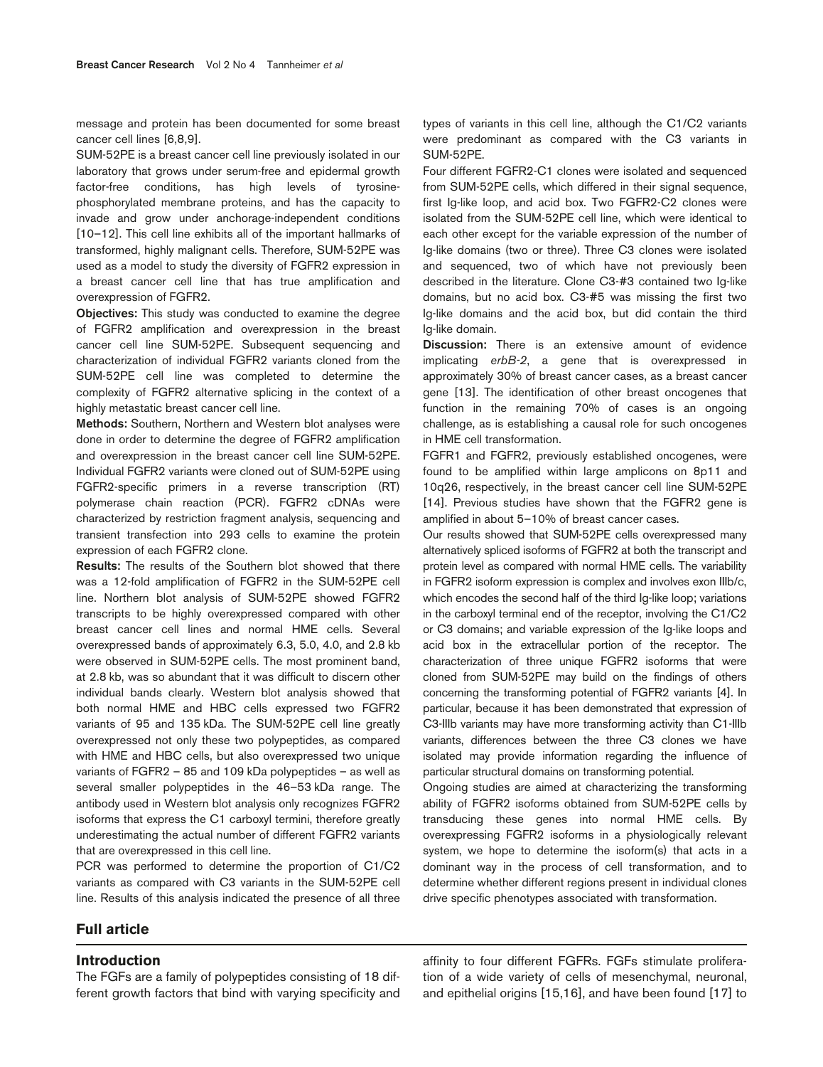message and protein has been documented for some breast cancer cell lines [6,8,9].

SUM-52PE is a breast cancer cell line previously isolated in our laboratory that grows under serum-free and epidermal growth factor-free conditions, has high levels of tyrosine-phosphorylated membrane proteins, and has the capacity to invade and grow under anchorage-independent conditions [10–12]. This cell line exhibits all of the important hallmarks of transformed, highly malignant cells. Therefore, SUM-52PE was used as a model to study the diversity of FGFR2 expression in a breast cancer cell line that has true amplification and overexpression of FGFR2.

**Objectives:** This study was conducted to examine the degree of FGFR2 amplification and overexpression in the breast cancer cell line SUM-52PE. Subsequent sequencing and characterization of individual FGFR2 variants cloned from the SUM-52PE cell line was completed to determine the complexity of FGFR2 alternative splicing in the context of a highly metastatic breast cancer cell line.

**Methods:** Southern, Northern and Western blot analyses were done in order to determine the degree of FGFR2 amplification and overexpression in the breast cancer cell line SUM-52PE. Individual FGFR2 variants were cloned out of SUM-52PE using FGFR2-specific primers in a reverse transcription (RT) polymerase chain reaction (PCR). FGFR2 cDNAs were characterized by restriction fragment analysis, sequencing and transient transfection into 293 cells to examine the protein expression of each FGFR2 clone.

**Results:** The results of the Southern blot showed that there was a 12-fold amplification of FGFR2 in the SUM-52PE cell line. Northern blot analysis of SUM-52PE showed FGFR2 transcripts to be highly overexpressed compared with other breast cancer cell lines and normal HME cells. Several overexpressed bands of approximately 6.3, 5.0, 4.0, and 2.8 kb were observed in SUM-52PE cells. The most prominent band, at 2.8 kb, was so abundant that it was difficult to discern other individual bands clearly. Western blot analysis showed that both normal HME and HBC cells expressed two FGFR2 variants of 95 and 135 kDa. The SUM-52PE cell line greatly overexpressed not only these two polypeptides, as compared with HME and HBC cells, but also overexpressed two unique variants of FGFR2 – 85 and 109 kDa polypeptides – as well as several smaller polypeptides in the 46–53 kDa range. The antibody used in Western blot analysis only recognizes FGFR2 isoforms that express the C1 carboxyl termini, therefore greatly underestimating the actual number of different FGFR2 variants that are overexpressed in this cell line.

PCR was performed to determine the proportion of C1/C2 variants as compared with C3 variants in the SUM-52PE cell line. Results of this analysis indicated the presence of all three types of variants in this cell line, although the C1/C2 variants were predominant as compared with the C3 variants in SUM-52PE.

Four different FGFR2-C1 clones were isolated and sequenced from SUM-52PE cells, which differed in their signal sequence, first Ig-like loop, and acid box. Two FGFR2-C2 clones were isolated from the SUM-52PE cell line, which were identical to each other except for the variable expression of the number of Ig-like domains (two or three). Three C3 clones were isolated and sequenced, two of which have not previously been described in the literature. Clone C3-#3 contained two Ig-like domains, but no acid box. C3-#5 was missing the first two Ig-like domains and the acid box, but did contain the third Ig-like domain.

**Discussion:** There is an extensive amount of evidence implicating *erbB-2*, a gene that is overexpressed in approximately 30% of breast cancer cases, as a breast cancer gene [13]. The identification of other breast oncogenes that function in the remaining 70% of cases is an ongoing challenge, as is establishing a causal role for such oncogenes in HME cell transformation.

FGFR1 and FGFR2, previously established oncogenes, were found to be amplified within large amplicons on 8p11 and 10q26, respectively, in the breast cancer cell line SUM-52PE [14]. Previous studies have shown that the FGFR2 gene is amplified in about 5–10% of breast cancer cases.

Our results showed that SUM-52PE cells overexpressed many alternatively spliced isoforms of FGFR2 at both the transcript and protein level as compared with normal HME cells. The variability in FGFR2 isoform expression is complex and involves exon IIIb/c, which encodes the second half of the third Ig-like loop; variations in the carboxyl terminal end of the receptor, involving the C1/C2 or C3 domains; and variable expression of the Ig-like loops and acid box in the extracellular portion of the receptor. The characterization of three unique FGFR2 isoforms that were cloned from SUM-52PE may build on the findings of others concerning the transforming potential of FGFR2 variants [4]. In particular, because it has been demonstrated that expression of C3-IIIb variants may have more transforming activity than C1-IIIb variants, differences between the three C3 clones we have isolated may provide information regarding the influence of particular structural domains on transforming potential.

Ongoing studies are aimed at characterizing the transforming ability of FGFR2 isoforms obtained from SUM-52PE cells by transducing these genes into normal HME cells. By overexpressing FGFR2 isoforms in a physiologically relevant system, we hope to determine the isoform(s) that acts in a dominant way in the process of cell transformation, and to determine whether different regions present in individual clones drive specific phenotypes associated with transformation.

## Full article

### Introduction

The FGFs are a family of polypeptides consisting of 18 different growth factors that bind with varying specificity and affinity to four different FGFRs. FGFs stimulate proliferation of a wide variety of cells of mesenchymal, neuronal, and epithelial origins [15,16], and have been found [17] to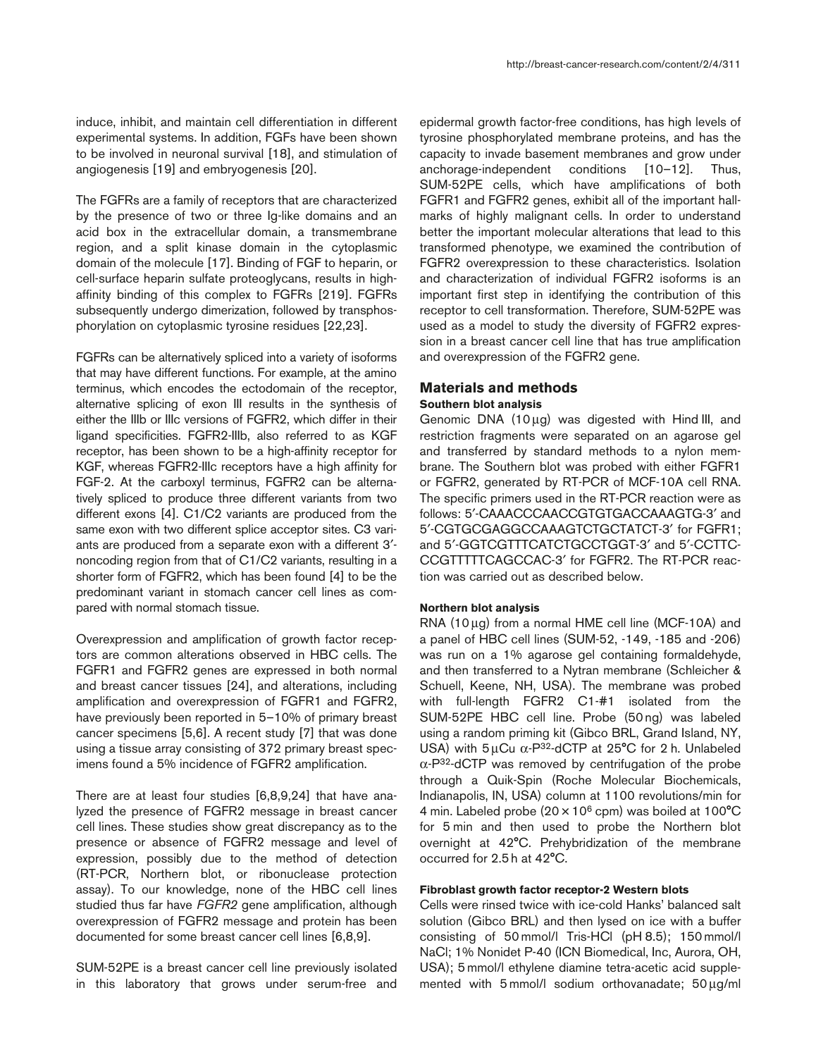induce, inhibit, and maintain cell differentiation in different experimental systems. In addition, FGFs have been shown to be involved in neuronal survival [18], and stimulation of angiogenesis [19] and embryogenesis [20].

The FGFRs are a family of receptors that are characterized by the presence of two or three Ig-like domains and an acid box in the extracellular domain, a transmembrane region, and a split kinase domain in the cytoplasmic domain of the molecule [17]. Binding of FGF to heparin, or cell-surface heparin sulfate proteoglycans, results in high-affinity binding of this complex to FGFRs [219]. FGFRs subsequently undergo dimerization, followed by transphosphorylation on cytoplasmic tyrosine residues [22,23].

FGFRs can be alternatively spliced into a variety of isoforms that may have different functions. For example, at the amino terminus, which encodes the ectodomain of the receptor, alternative splicing of exon III results in the synthesis of either the IIIb or IIIc versions of FGFR2, which differ in their ligand specificities. FGFR2-IIIb, also referred to as KGF receptor, has been shown to be a high-affinity receptor for KGF, whereas FGFR2-IIIc receptors have a high affinity for FGF-2. At the carboxyl terminus, FGFR2 can be alternatively spliced to produce three different variants from two different exons [4]. C1/C2 variants are produced from the same exon with two different splice acceptor sites. C3 variants are produced from a separate exon with a different 3′-noncoding region from that of C1/C2 variants, resulting in a shorter form of FGFR2, which has been found [4] to be the predominant variant in stomach cancer cell lines as compared with normal stomach tissue.

Overexpression and amplification of growth factor receptors are common alterations observed in HBC cells. The FGFR1 and FGFR2 genes are expressed in both normal and breast cancer tissues [24], and alterations, including amplification and overexpression of FGFR1 and FGFR2, have previously been reported in 5–10% of primary breast cancer specimens [5,6]. A recent study [7] that was done using a tissue array consisting of 372 primary breast specimens found a 5% incidence of FGFR2 amplification.

There are at least four studies [6,8,9,24] that have analyzed the presence of FGFR2 message in breast cancer cell lines. These studies show great discrepancy as to the presence or absence of FGFR2 message and level of expression, possibly due to the method of detection (RT-PCR, Northern blot, or ribonuclease protection assay). To our knowledge, none of the HBC cell lines studied thus far have *FGFR2* gene amplification, although overexpression of FGFR2 message and protein has been documented for some breast cancer cell lines [6,8,9].

SUM-52PE is a breast cancer cell line previously isolated in this laboratory that grows under serum-free and epidermal growth factor-free conditions, has high levels of tyrosine phosphorylated membrane proteins, and has the capacity to invade basement membranes and grow under anchorage-independent conditions [10–12]. Thus, SUM-52PE cells, which have amplifications of both FGFR1 and FGFR2 genes, exhibit all of the important hallmarks of highly malignant cells. In order to understand better the important molecular alterations that lead to this transformed phenotype, we examined the contribution of FGFR2 overexpression to these characteristics. Isolation and characterization of individual FGFR2 isoforms is an important first step in identifying the contribution of this receptor to cell transformation. Therefore, SUM-52PE was used as a model to study the diversity of FGFR2 expression in a breast cancer cell line that has true amplification and overexpression of the FGFR2 gene.

## Materials and methods

### Southern blot analysis

Genomic DNA (10 μg) was digested with Hind III, and restriction fragments were separated on an agarose gel and transferred by standard methods to a nylon membrane. The Southern blot was probed with either FGFR1 or FGFR2, generated by RT-PCR of MCF-10A cell RNA. The specific primers used in the RT-PCR reaction were as follows: 5′-CAAACCCAACCGTGTGACCAAAGTG-3′ and 5′-CGTGCGAGGCCAAAGTCTGCTATCT-3′ for FGFR1; and 5′-GGTCGTTTCATCTGCCTGGT-3′ and 5′-CCTTCCCGTTTTTCAGCCAC-3′ for FGFR2. The RT-PCR reaction was carried out as described below.

### Northern blot analysis

RNA (10 μg) from a normal HME cell line (MCF-10A) and a panel of HBC cell lines (SUM-52, -149, -185 and -206) was run on a 1% agarose gel containing formaldehyde, and then transferred to a Nytran membrane (Schleicher & Schuell, Keene, NH, USA). The membrane was probed with full-length FGFR2 C1-#1 isolated from the SUM-52PE HBC cell line. Probe (50 ng) was labeled using a random priming kit (Gibco BRL, Grand Island, NY, USA) with 5 μCu α-$P^{32}$-dCTP at 25°C for 2 h. Unlabeled α-$P^{32}$-dCTP was removed by centrifugation of the probe through a Quik-Spin (Roche Molecular Biochemicals, Indianapolis, IN, USA) column at 1100 revolutions/min for 4 min. Labeled probe ($20 \times 10^6$ cpm) was boiled at 100°C for 5 min and then used to probe the Northern blot overnight at 42°C. Prehybridization of the membrane occurred for 2.5 h at 42°C.

### Fibroblast growth factor receptor-2 Western blots

Cells were rinsed twice with ice-cold Hanks' balanced salt solution (Gibco BRL) and then lysed on ice with a buffer consisting of 50 mmol/l Tris-HCl (pH 8.5); 150 mmol/l NaCl; 1% Nonidet P-40 (ICN Biomedical, Inc, Aurora, OH, USA); 5 mmol/l ethylene diamine tetra-acetic acid supplemented with 5 mmol/l sodium orthovanadate; 50 μg/ml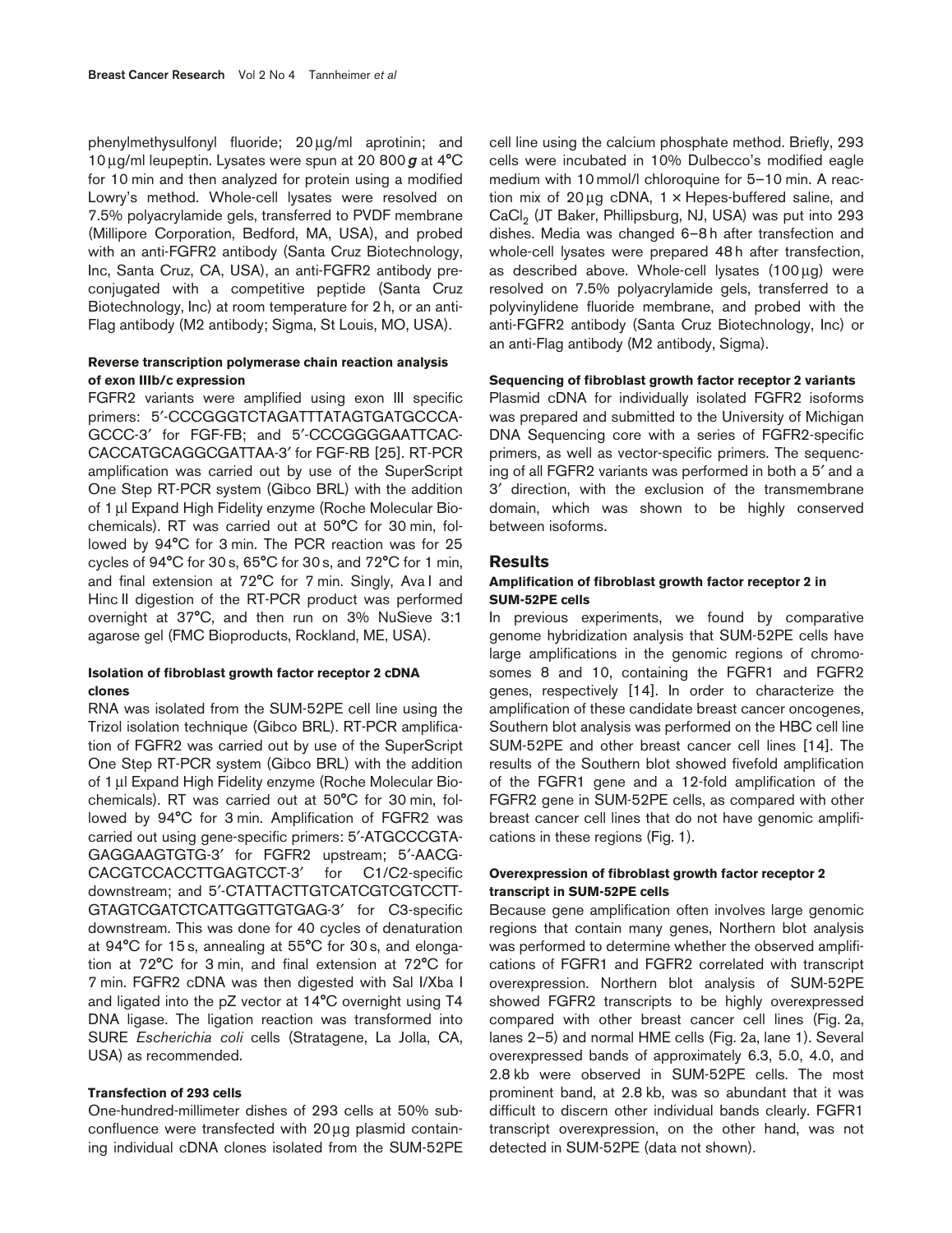phenylmethysulfonyl fluoride; 20 µg/ml aprotinin; and 10 µg/ml leupeptin. Lysates were spun at 20 800 ***g*** at 4°C for 10 min and then analyzed for protein using a modified Lowry's method. Whole-cell lysates were resolved on 7.5% polyacrylamide gels, transferred to PVDF membrane (Millipore Corporation, Bedford, MA, USA), and probed with an anti-FGFR2 antibody (Santa Cruz Biotechnology, Inc, Santa Cruz, CA, USA), an anti-FGFR2 antibody preconjugated with a competitive peptide (Santa Cruz Biotechnology, Inc) at room temperature for 2 h, or an anti-Flag antibody (M2 antibody; Sigma, St Louis, MO, USA).

#### Reverse transcription polymerase chain reaction analysis of exon IIIb/c expression

FGFR2 variants were amplified using exon III specific primers: 5′-CCCGGGTCTAGATTTATAGTGATGCCCA-GCCC-3′ for FGF-FB; and 5′-CCCGGGGAATTCAC-CACCATGCAGGCGATTAA-3′ for FGF-RB [25]. RT-PCR amplification was carried out by use of the SuperScript One Step RT-PCR system (Gibco BRL) with the addition of 1 µl Expand High Fidelity enzyme (Roche Molecular Biochemicals). RT was carried out at 50°C for 30 min, followed by 94°C for 3 min. The PCR reaction was for 25 cycles of 94°C for 30 s, 65°C for 30 s, and 72°C for 1 min, and final extension at 72°C for 7 min. Singly, Ava I and Hinc II digestion of the RT-PCR product was performed overnight at 37°C, and then run on 3% NuSieve 3:1 agarose gel (FMC Bioproducts, Rockland, ME, USA).

#### Isolation of fibroblast growth factor receptor 2 cDNA clones

RNA was isolated from the SUM-52PE cell line using the Trizol isolation technique (Gibco BRL). RT-PCR amplification of FGFR2 was carried out by use of the SuperScript One Step RT-PCR system (Gibco BRL) with the addition of 1 µl Expand High Fidelity enzyme (Roche Molecular Biochemicals). RT was carried out at 50°C for 30 min, followed by 94°C for 3 min. Amplification of FGFR2 was carried out using gene-specific primers: 5′-ATGCCCGTA-GAGGAAGTGTG-3′ for FGFR2 upstream; 5′-AACG-CACGTCCACCTTGAGTCCT-3′ for C1/C2-specific downstream; and 5′-CTATTACTTGTCATCGTCGTCCTT-GTAGTCGATCTCATTGGTTGTGAG-3′ for C3-specific downstream. This was done for 40 cycles of denaturation at 94°C for 15 s, annealing at 55°C for 30 s, and elongation at 72°C for 3 min, and final extension at 72°C for 7 min. FGFR2 cDNA was then digested with Sal I/Xba I and ligated into the pZ vector at 14°C overnight using T4 DNA ligase. The ligation reaction was transformed into SURE *Escherichia coli* cells (Stratagene, La Jolla, CA, USA) as recommended.

#### Transfection of 293 cells

One-hundred-millimeter dishes of 293 cells at 50% subconfluence were transfected with 20 µg plasmid containing individual cDNA clones isolated from the SUM-52PE cell line using the calcium phosphate method. Briefly, 293 cells were incubated in 10% Dulbecco's modified eagle medium with 10 mmol/l chloroquine for 5–10 min. A reaction mix of 20 µg cDNA, 1 × Hepes-buffered saline, and $CaCl_2$ (JT Baker, Phillipsburg, NJ, USA) was put into 293 dishes. Media was changed 6–8 h after transfection and whole-cell lysates were prepared 48 h after transfection, as described above. Whole-cell lysates (100 µg) were resolved on 7.5% polyacrylamide gels, transferred to a polyvinylidene fluoride membrane, and probed with the anti-FGFR2 antibody (Santa Cruz Biotechnology, Inc) or an anti-Flag antibody (M2 antibody, Sigma).

#### Sequencing of fibroblast growth factor receptor 2 variants

Plasmid cDNA for individually isolated FGFR2 isoforms was prepared and submitted to the University of Michigan DNA Sequencing core with a series of FGFR2-specific primers, as well as vector-specific primers. The sequencing of all FGFR2 variants was performed in both a 5′ and a 3′ direction, with the exclusion of the transmembrane domain, which was shown to be highly conserved between isoforms.

## Results

#### Amplification of fibroblast growth factor receptor 2 in SUM-52PE cells

In previous experiments, we found by comparative genome hybridization analysis that SUM-52PE cells have large amplifications in the genomic regions of chromosomes 8 and 10, containing the FGFR1 and FGFR2 genes, respectively [14]. In order to characterize the amplification of these candidate breast cancer oncogenes, Southern blot analysis was performed on the HBC cell line SUM-52PE and other breast cancer cell lines [14]. The results of the Southern blot showed fivefold amplification of the FGFR1 gene and a 12-fold amplification of the FGFR2 gene in SUM-52PE cells, as compared with other breast cancer cell lines that do not have genomic amplifications in these regions (Fig. 1).

#### Overexpression of fibroblast growth factor receptor 2 transcript in SUM-52PE cells

Because gene amplification often involves large genomic regions that contain many genes, Northern blot analysis was performed to determine whether the observed amplifications of FGFR1 and FGFR2 correlated with transcript overexpression. Northern blot analysis of SUM-52PE showed FGFR2 transcripts to be highly overexpressed compared with other breast cancer cell lines (Fig. 2a, lanes 2–5) and normal HME cells (Fig. 2a, lane 1). Several overexpressed bands of approximately 6.3, 5.0, 4.0, and 2.8 kb were observed in SUM-52PE cells. The most prominent band, at 2.8 kb, was so abundant that it was difficult to discern other individual bands clearly. FGFR1 transcript overexpression, on the other hand, was not detected in SUM-52PE (data not shown).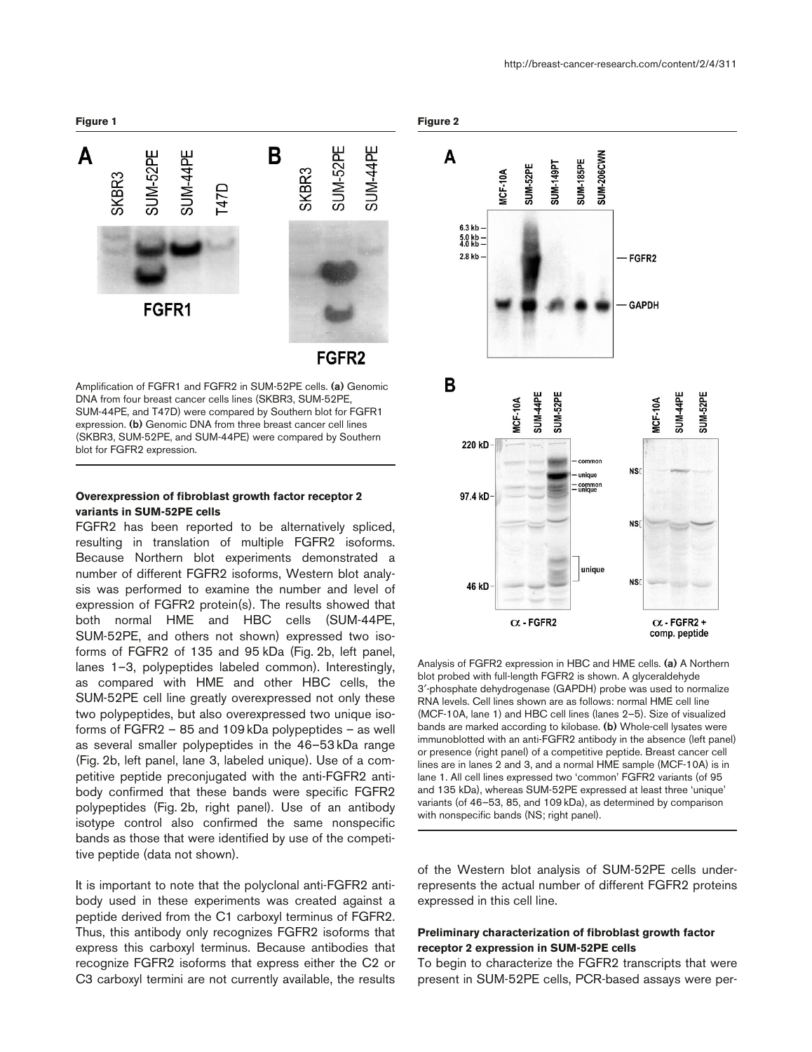**Figure 1**

Amplification of FGFR1 and FGFR2 in SUM-52PE cells. **(a)** Genomic DNA from four breast cancer cells lines (SKBR3, SUM-52PE, SUM-44PE, and T47D) were compared by Southern blot for FGFR1 expression. **(b)** Genomic DNA from three breast cancer cell lines (SKBR3, SUM-52PE, and SUM-44PE) were compared by Southern blot for FGFR2 expression.

### Overexpression of fibroblast growth factor receptor 2 variants in SUM-52PE cells

FGFR2 has been reported to be alternatively spliced, resulting in translation of multiple FGFR2 isoforms. Because Northern blot experiments demonstrated a number of different FGFR2 isoforms, Western blot analysis was performed to examine the number and level of expression of FGFR2 protein(s). The results showed that both normal HME and HBC cells (SUM-44PE, SUM-52PE, and others not shown) expressed two isoforms of FGFR2 of 135 and 95 kDa (Fig. 2b, left panel, lanes 1–3, polypeptides labeled common). Interestingly, as compared with HME and other HBC cells, the SUM-52PE cell line greatly overexpressed not only these two polypeptides, but also overexpressed two unique isoforms of FGFR2 – 85 and 109 kDa polypeptides – as well as several smaller polypeptides in the 46–53 kDa range (Fig. 2b, left panel, lane 3, labeled unique). Use of a competitive peptide preconjugated with the anti-FGFR2 antibody confirmed that these bands were specific FGFR2 polypeptides (Fig. 2b, right panel). Use of an antibody isotype control also confirmed the same nonspecific bands as those that were identified by use of the competitive peptide (data not shown).

It is important to note that the polyclonal anti-FGFR2 antibody used in these experiments was created against a peptide derived from the C1 carboxyl terminus of FGFR2. Thus, this antibody only recognizes FGFR2 isoforms that express this carboxyl terminus. Because antibodies that recognize FGFR2 isoforms that express either the C2 or C3 carboxyl termini are not currently available, the results of the Western blot analysis of SUM-52PE cells under-represents the actual number of different FGFR2 proteins expressed in this cell line.

**Figure 2**

Analysis of FGFR2 expression in HBC and HME cells. **(a)** A Northern blot probed with full-length FGFR2 is shown. A glyceraldehyde 3′-phosphate dehydrogenase (GAPDH) probe was used to normalize RNA levels. Cell lines shown are as follows: normal HME cell line (MCF-10A, lane 1) and HBC cell lines (lanes 2–5). Size of visualized bands are marked according to kilobase. **(b)** Whole-cell lysates were immunoblotted with an anti-FGFR2 antibody in the absence (left panel) or presence (right panel) of a competitive peptide. Breast cancer cell lines are in lanes 2 and 3, and a normal HME sample (MCF-10A) is in lane 1. All cell lines expressed two 'common' FGFR2 variants (of 95 and 135 kDa), whereas SUM-52PE expressed at least three 'unique' variants (of 46–53, 85, and 109 kDa), as determined by comparison with nonspecific bands (NS; right panel).

### Preliminary characterization of fibroblast growth factor receptor 2 expression in SUM-52PE cells

To begin to characterize the FGFR2 transcripts that were present in SUM-52PE cells, PCR-based assays were per-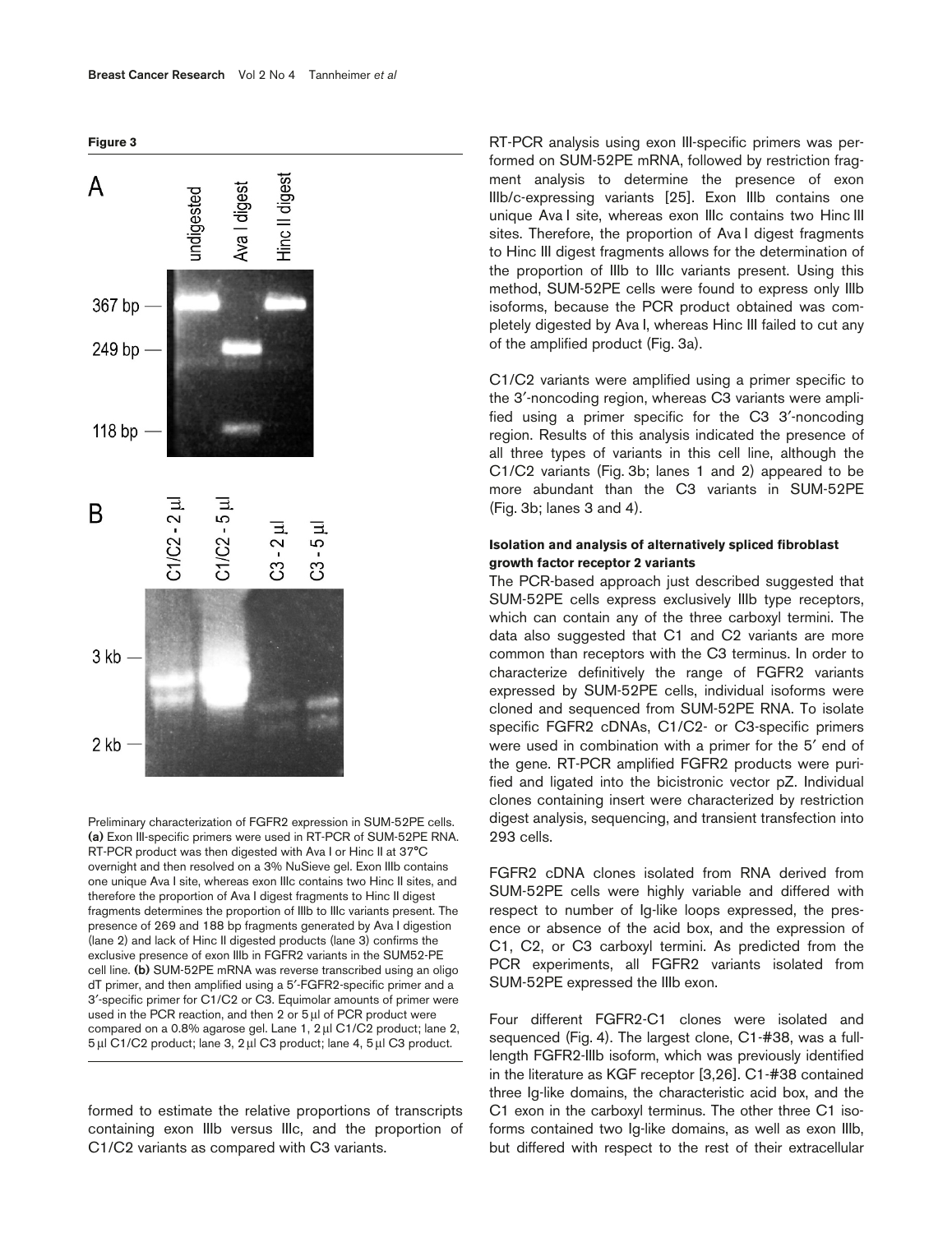**Figure 3**

Preliminary characterization of FGFR2 expression in SUM-52PE cells. **(a)** Exon III-specific primers were used in RT-PCR of SUM-52PE RNA. RT-PCR product was then digested with Ava I or Hinc II at 37°C overnight and then resolved on a 3% NuSieve gel. Exon IIIb contains one unique Ava I site, whereas exon IIIc contains two Hinc II sites, and therefore the proportion of Ava I digest fragments to Hinc II digest fragments determines the proportion of IIIb to IIIc variants present. The presence of 269 and 188 bp fragments generated by Ava I digestion (lane 2) and lack of Hinc II digested products (lane 3) confirms the exclusive presence of exon IIIb in FGFR2 variants in the SUM52-PE cell line. **(b)** SUM-52PE mRNA was reverse transcribed using an oligo dT primer, and then amplified using a 5′-FGFR2-specific primer and a 3′-specific primer for C1/C2 or C3. Equimolar amounts of primer were used in the PCR reaction, and then 2 or 5 µl of PCR product were compared on a 0.8% agarose gel. Lane 1, 2 µl C1/C2 product; lane 2, 5 µl C1/C2 product; lane 3, 2 µl C3 product; lane 4, 5 µl C3 product.

formed to estimate the relative proportions of transcripts containing exon IIIb versus IIIc, and the proportion of C1/C2 variants as compared with C3 variants.

RT-PCR analysis using exon III-specific primers was performed on SUM-52PE mRNA, followed by restriction fragment analysis to determine the presence of exon IIIb/c-expressing variants [25]. Exon IIIb contains one unique Ava I site, whereas exon IIIc contains two Hinc III sites. Therefore, the proportion of Ava I digest fragments to Hinc III digest fragments allows for the determination of the proportion of IIIb to IIIc variants present. Using this method, SUM-52PE cells were found to express only IIIb isoforms, because the PCR product obtained was completely digested by Ava I, whereas Hinc III failed to cut any of the amplified product (Fig. 3a).

C1/C2 variants were amplified using a primer specific to the 3′-noncoding region, whereas C3 variants were amplified using a primer specific for the C3 3′-noncoding region. Results of this analysis indicated the presence of all three types of variants in this cell line, although the C1/C2 variants (Fig. 3b; lanes 1 and 2) appeared to be more abundant than the C3 variants in SUM-52PE (Fig. 3b; lanes 3 and 4).

#### Isolation and analysis of alternatively spliced fibroblast growth factor receptor 2 variants

The PCR-based approach just described suggested that SUM-52PE cells express exclusively IIIb type receptors, which can contain any of the three carboxyl termini. The data also suggested that C1 and C2 variants are more common than receptors with the C3 terminus. In order to characterize definitively the range of FGFR2 variants expressed by SUM-52PE cells, individual isoforms were cloned and sequenced from SUM-52PE RNA. To isolate specific FGFR2 cDNAs, C1/C2- or C3-specific primers were used in combination with a primer for the 5′ end of the gene. RT-PCR amplified FGFR2 products were purified and ligated into the bicistronic vector pZ. Individual clones containing insert were characterized by restriction digest analysis, sequencing, and transient transfection into 293 cells.

FGFR2 cDNA clones isolated from RNA derived from SUM-52PE cells were highly variable and differed with respect to number of Ig-like loops expressed, the presence or absence of the acid box, and the expression of C1, C2, or C3 carboxyl termini. As predicted from the PCR experiments, all FGFR2 variants isolated from SUM-52PE expressed the IIIb exon.

Four different FGFR2-C1 clones were isolated and sequenced (Fig. 4). The largest clone, C1-#38, was a full-length FGFR2-IIIb isoform, which was previously identified in the literature as KGF receptor [3,26]. C1-#38 contained three Ig-like domains, the characteristic acid box, and the C1 exon in the carboxyl terminus. The other three C1 isoforms contained two Ig-like domains, as well as exon IIIb, but differed with respect to the rest of their extracellular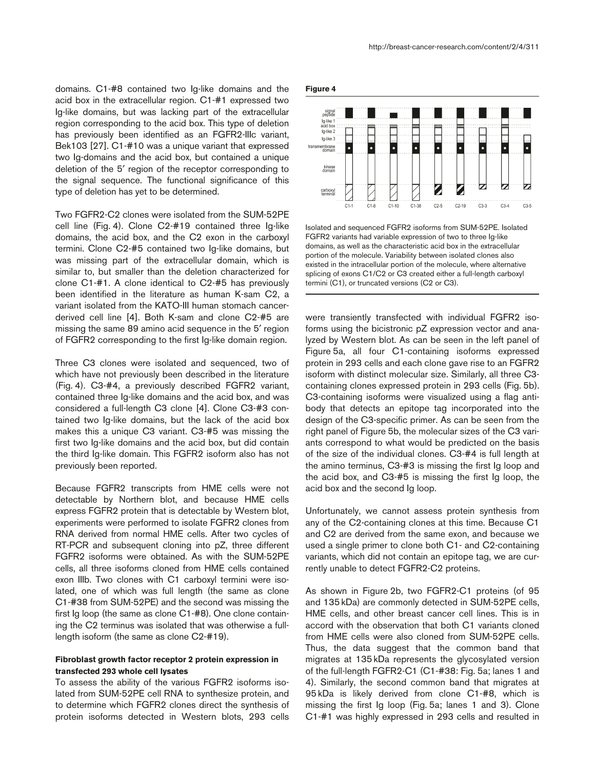domains. C1-#8 contained two Ig-like domains and the acid box in the extracellular region. C1-#1 expressed two Ig-like domains, but was lacking part of the extracellular region corresponding to the acid box. This type of deletion has previously been identified as an FGFR2-IIIc variant, Bek103 [27]. C1-#10 was a unique variant that expressed two Ig-domains and the acid box, but contained a unique deletion of the 5′ region of the receptor corresponding to the signal sequence. The functional significance of this type of deletion has yet to be determined.

Two FGFR2-C2 clones were isolated from the SUM-52PE cell line (Fig. 4). Clone C2-#19 contained three Ig-like domains, the acid box, and the C2 exon in the carboxyl termini. Clone C2-#5 contained two Ig-like domains, but was missing part of the extracellular domain, which is similar to, but smaller than the deletion characterized for clone C1-#1. A clone identical to C2-#5 has previously been identified in the literature as human K-sam C2, a variant isolated from the KATO-III human stomach cancer-derived cell line [4]. Both K-sam and clone C2-#5 are missing the same 89 amino acid sequence in the 5′ region of FGFR2 corresponding to the first Ig-like domain region.

Three C3 clones were isolated and sequenced, two of which have not previously been described in the literature (Fig. 4). C3-#4, a previously described FGFR2 variant, contained three Ig-like domains and the acid box, and was considered a full-length C3 clone [4]. Clone C3-#3 contained two Ig-like domains, but the lack of the acid box makes this a unique C3 variant. C3-#5 was missing the first two Ig-like domains and the acid box, but did contain the third Ig-like domain. This FGFR2 isoform also has not previously been reported.

Because FGFR2 transcripts from HME cells were not detectable by Northern blot, and because HME cells express FGFR2 protein that is detectable by Western blot, experiments were performed to isolate FGFR2 clones from RNA derived from normal HME cells. After two cycles of RT-PCR and subsequent cloning into pZ, three different FGFR2 isoforms were obtained. As with the SUM-52PE cells, all three isoforms cloned from HME cells contained exon IIIb. Two clones with C1 carboxyl termini were isolated, one of which was full length (the same as clone C1-#38 from SUM-52PE) and the second was missing the first Ig loop (the same as clone C1-#8). One clone containing the C2 terminus was isolated that was otherwise a full-length isoform (the same as clone C2-#19).

**Figure 4**

Isolated and sequenced FGFR2 isoforms from SUM-52PE. Isolated FGFR2 variants had variable expression of two to three Ig-like domains, as well as the characteristic acid box in the extracellular portion of the molecule. Variability between isolated clones also existed in the intracellular portion of the molecule, where alternative splicing of exons C1/C2 or C3 created either a full-length carboxyl termini (C1), or truncated versions (C2 or C3).

### Fibroblast growth factor receptor 2 protein expression in transfected 293 whole cell lysates

To assess the ability of the various FGFR2 isoforms isolated from SUM-52PE cell RNA to synthesize protein, and to determine which FGFR2 clones direct the synthesis of protein isoforms detected in Western blots, 293 cells were transiently transfected with individual FGFR2 isoforms using the bicistronic pZ expression vector and analyzed by Western blot. As can be seen in the left panel of Figure 5a, all four C1-containing isoforms expressed protein in 293 cells and each clone gave rise to an FGFR2 isoform with distinct molecular size. Similarly, all three C3-containing clones expressed protein in 293 cells (Fig. 5b). C3-containing isoforms were visualized using a flag antibody that detects an epitope tag incorporated into the design of the C3-specific primer. As can be seen from the right panel of Figure 5b, the molecular sizes of the C3 variants correspond to what would be predicted on the basis of the size of the individual clones. C3-#4 is full length at the amino terminus, C3-#3 is missing the first Ig loop and the acid box, and C3-#5 is missing the first Ig loop, the acid box and the second Ig loop.

Unfortunately, we cannot assess protein synthesis from any of the C2-containing clones at this time. Because C1 and C2 are derived from the same exon, and because we used a single primer to clone both C1- and C2-containing variants, which did not contain an epitope tag, we are currently unable to detect FGFR2-C2 proteins.

As shown in Figure 2b, two FGFR2-C1 proteins (of 95 and 135 kDa) are commonly detected in SUM-52PE cells, HME cells, and other breast cancer cell lines. This is in accord with the observation that both C1 variants cloned from HME cells were also cloned from SUM-52PE cells. Thus, the data suggest that the common band that migrates at 135 kDa represents the glycosylated version of the full-length FGFR2-C1 (C1-#38: Fig. 5a; lanes 1 and 4). Similarly, the second common band that migrates at 95 kDa is likely derived from clone C1-#8, which is missing the first Ig loop (Fig. 5a; lanes 1 and 3). Clone C1-#1 was highly expressed in 293 cells and resulted in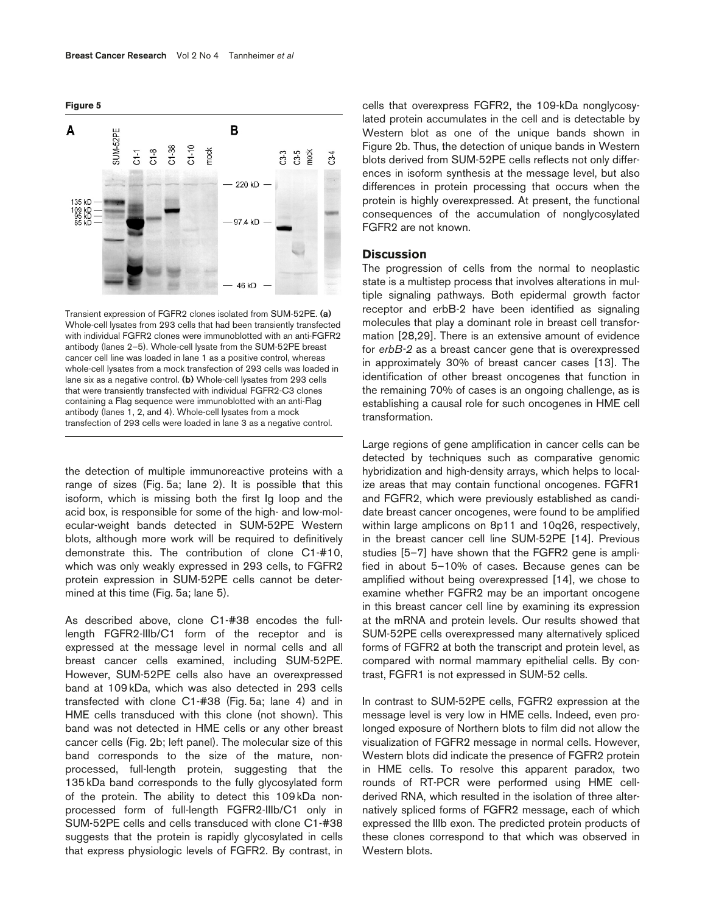**Figure 5**

Transient expression of FGFR2 clones isolated from SUM-52PE. **(a)** Whole-cell lysates from 293 cells that had been transiently transfected with individual FGFR2 clones were immunoblotted with an anti-FGFR2 antibody (lanes 2–5). Whole-cell lysate from the SUM-52PE breast cancer cell line was loaded in lane 1 as a positive control, whereas whole-cell lysates from a mock transfection of 293 cells was loaded in lane six as a negative control. **(b)** Whole-cell lysates from 293 cells that were transiently transfected with individual FGFR2-C3 clones containing a Flag sequence were immunoblotted with an anti-Flag antibody (lanes 1, 2, and 4). Whole-cell lysates from a mock transfection of 293 cells were loaded in lane 3 as a negative control.

the detection of multiple immunoreactive proteins with a range of sizes (Fig. 5a; lane 2). It is possible that this isoform, which is missing both the first Ig loop and the acid box, is responsible for some of the high- and low-molecular-weight bands detected in SUM-52PE Western blots, although more work will be required to definitively demonstrate this. The contribution of clone C1-#10, which was only weakly expressed in 293 cells, to FGFR2 protein expression in SUM-52PE cells cannot be determined at this time (Fig. 5a; lane 5).

As described above, clone C1-#38 encodes the full-length FGFR2-IIIb/C1 form of the receptor and is expressed at the message level in normal cells and all breast cancer cells examined, including SUM-52PE. However, SUM-52PE cells also have an overexpressed band at 109 kDa, which was also detected in 293 cells transfected with clone C1-#38 (Fig. 5a; lane 4) and in HME cells transduced with this clone (not shown). This band was not detected in HME cells or any other breast cancer cells (Fig. 2b; left panel). The molecular size of this band corresponds to the size of the mature, non-processed, full-length protein, suggesting that the 135 kDa band corresponds to the fully glycosylated form of the protein. The ability to detect this 109 kDa non-processed form of full-length FGFR2-IIIb/C1 only in SUM-52PE cells and cells transduced with clone C1-#38 suggests that the protein is rapidly glycosylated in cells that express physiologic levels of FGFR2. By contrast, in cells that overexpress FGFR2, the 109-kDa nonglycosylated protein accumulates in the cell and is detectable by Western blot as one of the unique bands shown in Figure 2b. Thus, the detection of unique bands in Western blots derived from SUM-52PE cells reflects not only differences in isoform synthesis at the message level, but also differences in protein processing that occurs when the protein is highly overexpressed. At present, the functional consequences of the accumulation of nonglycosylated FGFR2 are not known.

## Discussion

The progression of cells from the normal to neoplastic state is a multistep process that involves alterations in multiple signaling pathways. Both epidermal growth factor receptor and erbB-2 have been identified as signaling molecules that play a dominant role in breast cell transformation [28,29]. There is an extensive amount of evidence for *erbB-2* as a breast cancer gene that is overexpressed in approximately 30% of breast cancer cases [13]. The identification of other breast oncogenes that function in the remaining 70% of cases is an ongoing challenge, as is establishing a causal role for such oncogenes in HME cell transformation.

Large regions of gene amplification in cancer cells can be detected by techniques such as comparative genomic hybridization and high-density arrays, which helps to localize areas that may contain functional oncogenes. FGFR1 and FGFR2, which were previously established as candidate breast cancer oncogenes, were found to be amplified within large amplicons on 8p11 and 10q26, respectively, in the breast cancer cell line SUM-52PE [14]. Previous studies [5–7] have shown that the FGFR2 gene is amplified in about 5–10% of cases. Because genes can be amplified without being overexpressed [14], we chose to examine whether FGFR2 may be an important oncogene in this breast cancer cell line by examining its expression at the mRNA and protein levels. Our results showed that SUM-52PE cells overexpressed many alternatively spliced forms of FGFR2 at both the transcript and protein level, as compared with normal mammary epithelial cells. By contrast, FGFR1 is not expressed in SUM-52 cells.

In contrast to SUM-52PE cells, FGFR2 expression at the message level is very low in HME cells. Indeed, even prolonged exposure of Northern blots to film did not allow the visualization of FGFR2 message in normal cells. However, Western blots did indicate the presence of FGFR2 protein in HME cells. To resolve this apparent paradox, two rounds of RT-PCR were performed using HME cell-derived RNA, which resulted in the isolation of three alternatively spliced forms of FGFR2 message, each of which expressed the IIIb exon. The predicted protein products of these clones correspond to that which was observed in Western blots.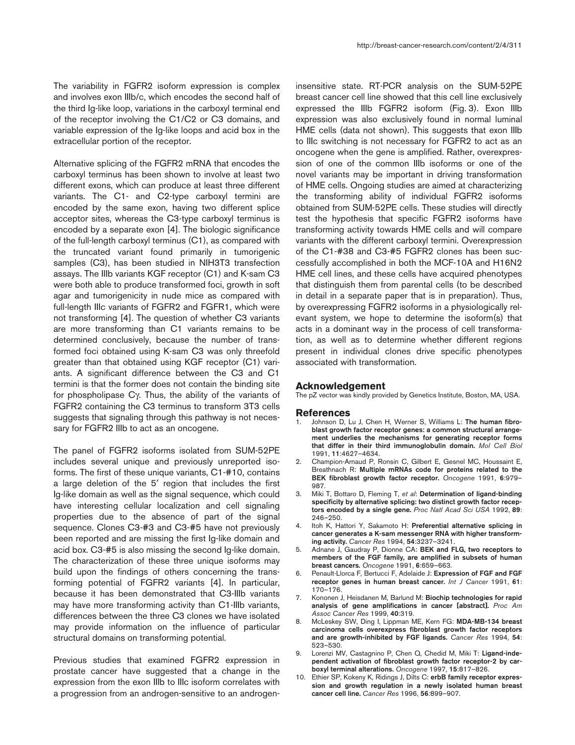The variability in FGFR2 isoform expression is complex and involves exon IIIb/c, which encodes the second half of the third Ig-like loop, variations in the carboxyl terminal end of the receptor involving the C1/C2 or C3 domains, and variable expression of the Ig-like loops and acid box in the extracellular portion of the receptor.

Alternative splicing of the FGFR2 mRNA that encodes the carboxyl terminus has been shown to involve at least two different exons, which can produce at least three different variants. The C1- and C2-type carboxyl termini are encoded by the same exon, having two different splice acceptor sites, whereas the C3-type carboxyl terminus is encoded by a separate exon [4]. The biologic significance of the full-length carboxyl terminus (C1), as compared with the truncated variant found primarily in tumorigenic samples (C3), has been studied in NIH3T3 transfection assays. The IIIb variants KGF receptor (C1) and K-sam C3 were both able to produce transformed foci, growth in soft agar and tumorigenicity in nude mice as compared with full-length IIIc variants of FGFR2 and FGFR1, which were not transforming [4]. The question of whether C3 variants are more transforming than C1 variants remains to be determined conclusively, because the number of transformed foci obtained using K-sam C3 was only threefold greater than that obtained using KGF receptor (C1) variants. A significant difference between the C3 and C1 termini is that the former does not contain the binding site for phospholipase Cγ. Thus, the ability of the variants of FGFR2 containing the C3 terminus to transform 3T3 cells suggests that signaling through this pathway is not necessary for FGFR2 IIIb to act as an oncogene.

The panel of FGFR2 isoforms isolated from SUM-52PE includes several unique and previously unreported isoforms. The first of these unique variants, C1-#10, contains a large deletion of the 5′ region that includes the first Ig-like domain as well as the signal sequence, which could have interesting cellular localization and cell signaling properties due to the absence of part of the signal sequence. Clones C3-#3 and C3-#5 have not previously been reported and are missing the first Ig-like domain and acid box. C3-#5 is also missing the second Ig-like domain. The characterization of these three unique isoforms may build upon the findings of others concerning the transforming potential of FGFR2 variants [4]. In particular, because it has been demonstrated that C3-IIIb variants may have more transforming activity than C1-IIIb variants, differences between the three C3 clones we have isolated may provide information on the influence of particular structural domains on transforming potential.

Previous studies that examined FGFR2 expression in prostate cancer have suggested that a change in the expression from the exon IIIb to IIIc isoform correlates with a progression from an androgen-sensitive to an androgen-insensitive state. RT-PCR analysis on the SUM-52PE breast cancer cell line showed that this cell line exclusively expressed the IIIb FGFR2 isoform (Fig. 3). Exon IIIb expression was also exclusively found in normal luminal HME cells (data not shown). This suggests that exon IIIb to IIIc switching is not necessary for FGFR2 to act as an oncogene when the gene is amplified. Rather, overexpression of one of the common IIIb isoforms or one of the novel variants may be important in driving transformation of HME cells. Ongoing studies are aimed at characterizing the transforming ability of individual FGFR2 isoforms obtained from SUM-52PE cells. These studies will directly test the hypothesis that specific FGFR2 isoforms have transforming activity towards HME cells and will compare variants with the different carboxyl termini. Overexpression of the C1-#38 and C3-#5 FGFR2 clones has been successfully accomplished in both the MCF-10A and H16N2 HME cell lines, and these cells have acquired phenotypes that distinguish them from parental cells (to be described in detail in a separate paper that is in preparation). Thus, by overexpressing FGFR2 isoforms in a physiologically relevant system, we hope to determine the isoform(s) that acts in a dominant way in the process of cell transformation, as well as to determine whether different regions present in individual clones drive specific phenotypes associated with transformation.

## Acknowledgement

The pZ vector was kindly provided by Genetics Institute, Boston, MA, USA.

## References

1. Johnson D, Lu J, Chen H, Werner S, Williams L: **The human fibroblast growth factor receptor genes: a common structural arrangement underlies the mechanisms for generating receptor forms that differ in their third immunoglobulin domain.** *Mol Cell Biol* 1991, **11**:4627–4634.
2. Champion-Arnaud P, Ronsin C, Gilbert E, Gesnel MC, Houssaint E, Breathnach R: **Multiple mRNAs code for proteins related to the BEK fibroblast growth factor receptor.** *Oncogene* 1991, **6**:979–987.
3. Miki T, Bottaro D, Fleming T, *et al*: **Determination of ligand-binding specificity by alternative splicing: two distinct growth factor receptors encoded by a single gene.** *Proc Natl Acad Sci USA* 1992, **89**: 246–250.
4. Itoh K, Hattori Y, Sakamoto H: **Preferential alternative splicing in cancer generates a K-sam messenger RNA with higher transforming activity.** *Cancer Res* 1994, **54**:3237–3241.
5. Adnane J, Gaudray P, Dionne CA: **BEK and FLG, two receptors to members of the FGF family, are amplified in subsets of human breast cancers.** *Oncogene* 1991, **6**:659–663.
6. Penault-Llorca F, Bertucci F, Adelaide J: **Expression of FGF and FGF receptor genes in human breast cancer.** *Int J Cancer* 1991, **61**: 170–176.
7. Kononen J, Heisdanen M, Barlund M: **Biochip technologies for rapid analysis of gene amplifications in cancer [abstract].** *Proc Am Assoc Cancer Res* 1999, **40**:319.
8. McLeskey SW, Ding I, Lippman ME, Kern FG: **MDA-MB-134 breast carcinoma cells overexpress fibroblast growth factor receptors and are growth-inhibited by FGF ligands.** *Cancer Res* 1994, **54**: 523–530.
9. Lorenzi MV, Castagnino P, Chen Q, Chedid M, Miki T: **Ligand-independent activation of fibroblast growth factor receptor-2 by carboxyl terminal alterations.** *Oncogene* 1997, **15**:817–826.
10. Ethier SP, Kokeny K, Ridings J, Dilts C: **erbB family receptor expression and growth regulation in a newly isolated human breast cancer cell line.** *Cancer Res* 1996, **56**:899–907.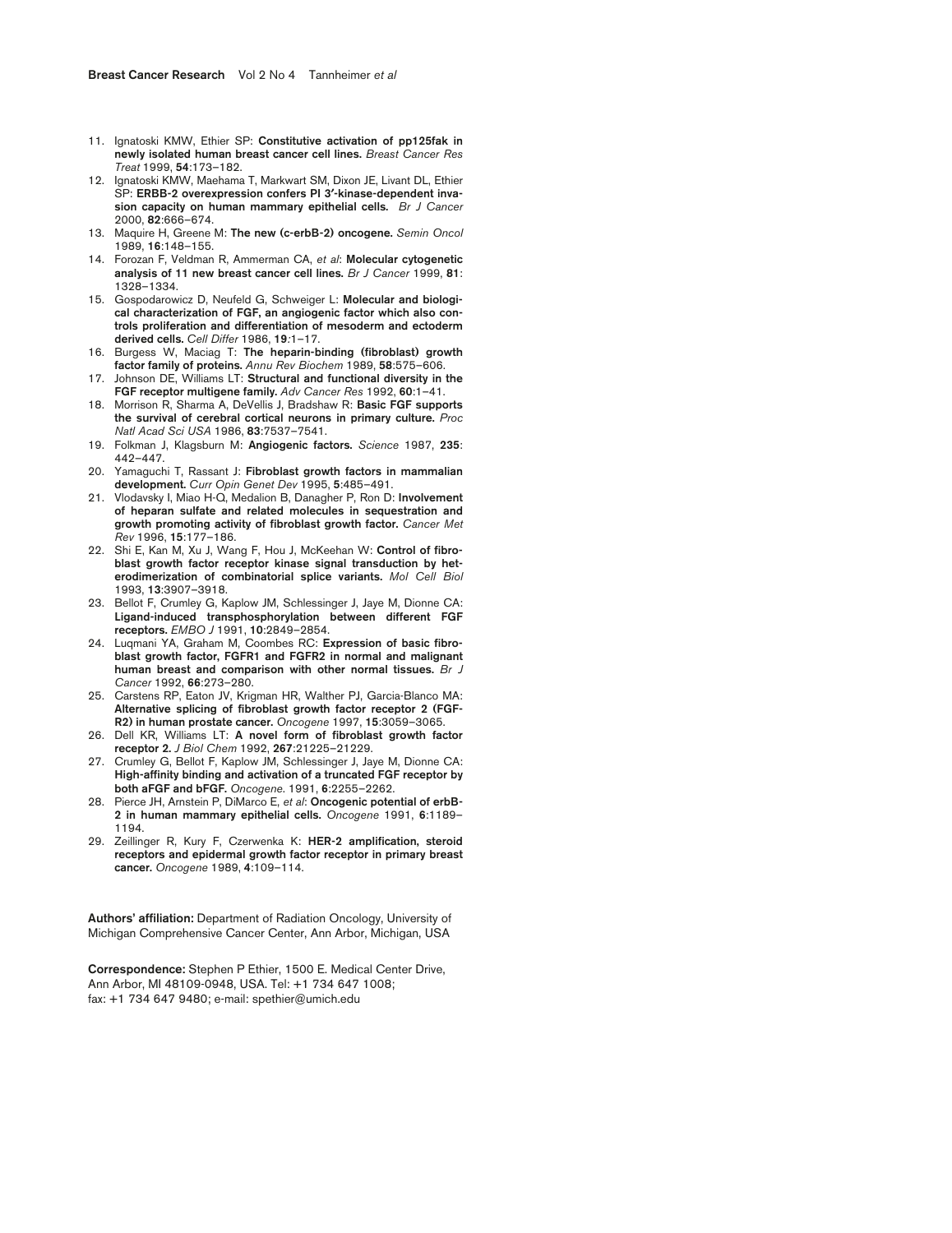11. Ignatoski KMW, Ethier SP: **Constitutive activation of pp125fak in newly isolated human breast cancer cell lines.** *Breast Cancer Res Treat* 1999, **54**:173–182.
12. Ignatoski KMW, Maehama T, Markwart SM, Dixon JE, Livant DL, Ethier SP: **ERBB-2 overexpression confers PI 3′-kinase-dependent invasion capacity on human mammary epithelial cells.** *Br J Cancer* 2000, **82**:666–674.
13. Maquire H, Greene M: **The new (c-erbB-2) oncogene.** *Semin Oncol* 1989, **16**:148–155.
14. Forozan F, Veldman R, Ammerman CA, *et al*: **Molecular cytogenetic analysis of 11 new breast cancer cell lines.** *Br J Cancer* 1999, **81**: 1328–1334.
15. Gospodarowicz D, Neufeld G, Schweiger L: **Molecular and biological characterization of FGF, an angiogenic factor which also controls proliferation and differentiation of mesoderm and ectoderm derived cells.** *Cell Differ* 1986, **19**:1–17.
16. Burgess W, Maciag T: **The heparin-binding (fibroblast) growth factor family of proteins.** *Annu Rev Biochem* 1989, **58**:575–606.
17. Johnson DE, Williams LT: **Structural and functional diversity in the FGF receptor multigene family.** *Adv Cancer Res* 1992, **60**:1–41.
18. Morrison R, Sharma A, DeVellis J, Bradshaw R: **Basic FGF supports the survival of cerebral cortical neurons in primary culture.** *Proc Natl Acad Sci USA* 1986, **83**:7537–7541.
19. Folkman J, Klagsburn M: **Angiogenic factors.** *Science* 1987, **235**: 442–447.
20. Yamaguchi T, Rassant J: **Fibroblast growth factors in mammalian development.** *Curr Opin Genet Dev* 1995, **5**:485–491.
21. Vlodavsky I, Miao H-Q, Medalion B, Danagher P, Ron D: **Involvement of heparan sulfate and related molecules in sequestration and growth promoting activity of fibroblast growth factor.** *Cancer Met Rev* 1996, **15**:177–186.
22. Shi E, Kan M, Xu J, Wang F, Hou J, McKeehan W: **Control of fibroblast growth factor receptor kinase signal transduction by heterodimerization of combinatorial splice variants.** *Mol Cell Biol* 1993, **13**:3907–3918.
23. Bellot F, Crumley G, Kaplow JM, Schlessinger J, Jaye M, Dionne CA: **Ligand-induced transphosphorylation between different FGF receptors.** *EMBO J* 1991, **10**:2849–2854.
24. Luqmani YA, Graham M, Coombes RC: **Expression of basic fibroblast growth factor, FGFR1 and FGFR2 in normal and malignant human breast and comparison with other normal tissues.** *Br J Cancer* 1992, **66**:273–280.
25. Carstens RP, Eaton JV, Krigman HR, Walther PJ, Garcia-Blanco MA: **Alternative splicing of fibroblast growth factor receptor 2 (FGF-R2) in human prostate cancer.** *Oncogene* 1997, **15**:3059–3065.
26. Dell KR, Williams LT: **A novel form of fibroblast growth factor receptor 2.** *J Biol Chem* 1992, **267**:21225–21229.
27. Crumley G, Bellot F, Kaplow JM, Schlessinger J, Jaye M, Dionne CA: **High-affinity binding and activation of a truncated FGF receptor by both aFGF and bFGF.** *Oncogene.* 1991, **6**:2255–2262.
28. Pierce JH, Arnstein P, DiMarco E, *et al*: **Oncogenic potential of erbB-2 in human mammary epithelial cells.** *Oncogene* 1991, **6**:1189–1194.
29. Zeillinger R, Kury F, Czerwenka K: **HER-2 amplification, steroid receptors and epidermal growth factor receptor in primary breast cancer.** *Oncogene* 1989, **4**:109–114.

**Authors' affiliation:** Department of Radiation Oncology, University of Michigan Comprehensive Cancer Center, Ann Arbor, Michigan, USA

**Correspondence:** Stephen P Ethier, 1500 E. Medical Center Drive, Ann Arbor, MI 48109-0948, USA. Tel: +1 734 647 1008; fax: +1 734 647 9480; e-mail: spethier@umich.edu